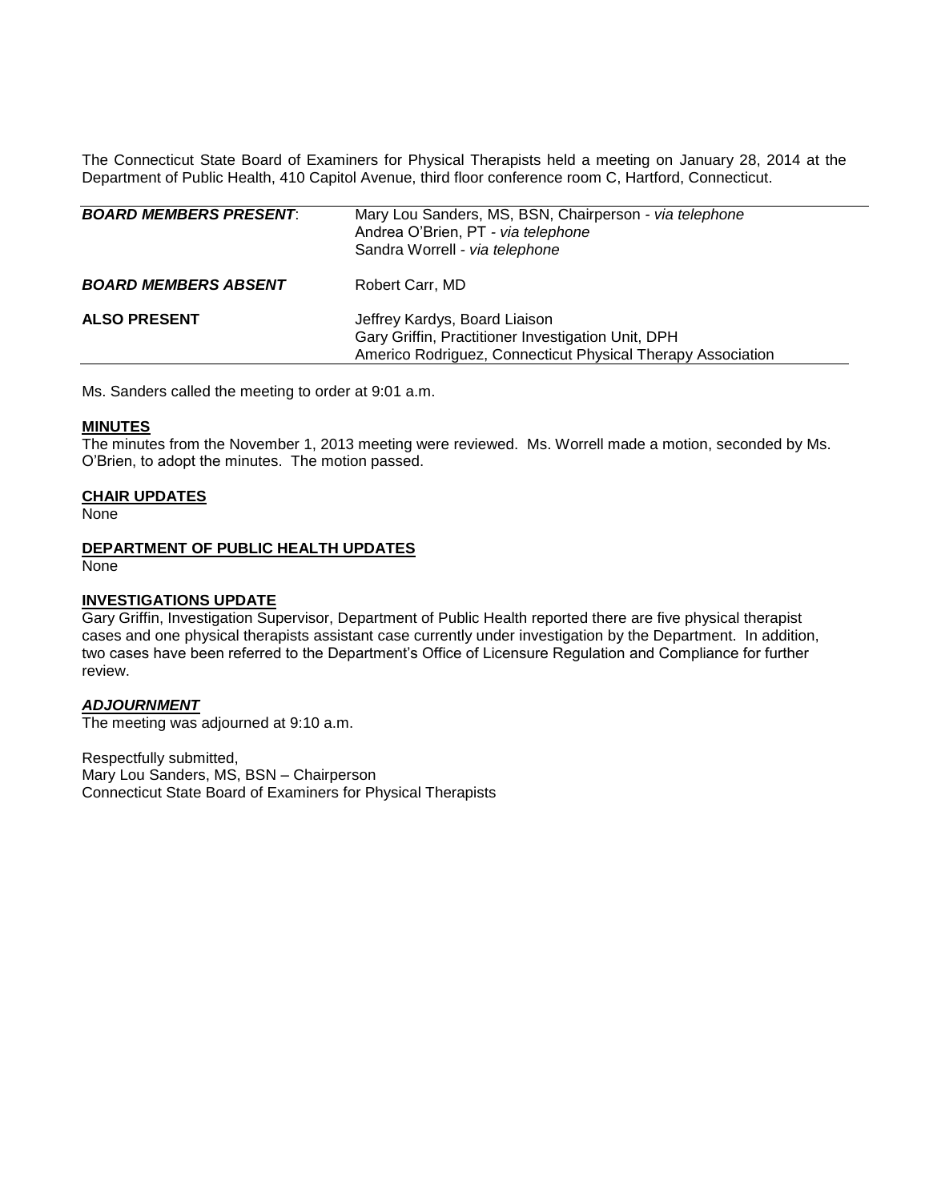The Connecticut State Board of Examiners for Physical Therapists held a meeting on January 28, 2014 at the Department of Public Health, 410 Capitol Avenue, third floor conference room C, Hartford, Connecticut.

| | |
|---|---|
| ***BOARD MEMBERS PRESENT*:** | Mary Lou Sanders, MS, BSN, Chairperson - *via telephone*<br>Andrea O'Brien, PT - *via telephone*<br>Sandra Worrell - *via telephone* |
| ***BOARD MEMBERS ABSENT*** | Robert Carr, MD |
| **ALSO PRESENT** | Jeffrey Kardys, Board Liaison<br>Gary Griffin, Practitioner Investigation Unit, DPH<br>Americo Rodriguez, Connecticut Physical Therapy Association |

Ms. Sanders called the meeting to order at 9:01 a.m.

**MINUTES**

The minutes from the November 1, 2013 meeting were reviewed. Ms. Worrell made a motion, seconded by Ms. O'Brien, to adopt the minutes. The motion passed.

**CHAIR UPDATES**

None

**DEPARTMENT OF PUBLIC HEALTH UPDATES**

None

**INVESTIGATIONS UPDATE**

Gary Griffin, Investigation Supervisor, Department of Public Health reported there are five physical therapist cases and one physical therapists assistant case currently under investigation by the Department. In addition, two cases have been referred to the Department's Office of Licensure Regulation and Compliance for further review.

***ADJOURNMENT***

The meeting was adjourned at 9:10 a.m.

Respectfully submitted,
Mary Lou Sanders, MS, BSN – Chairperson
Connecticut State Board of Examiners for Physical Therapists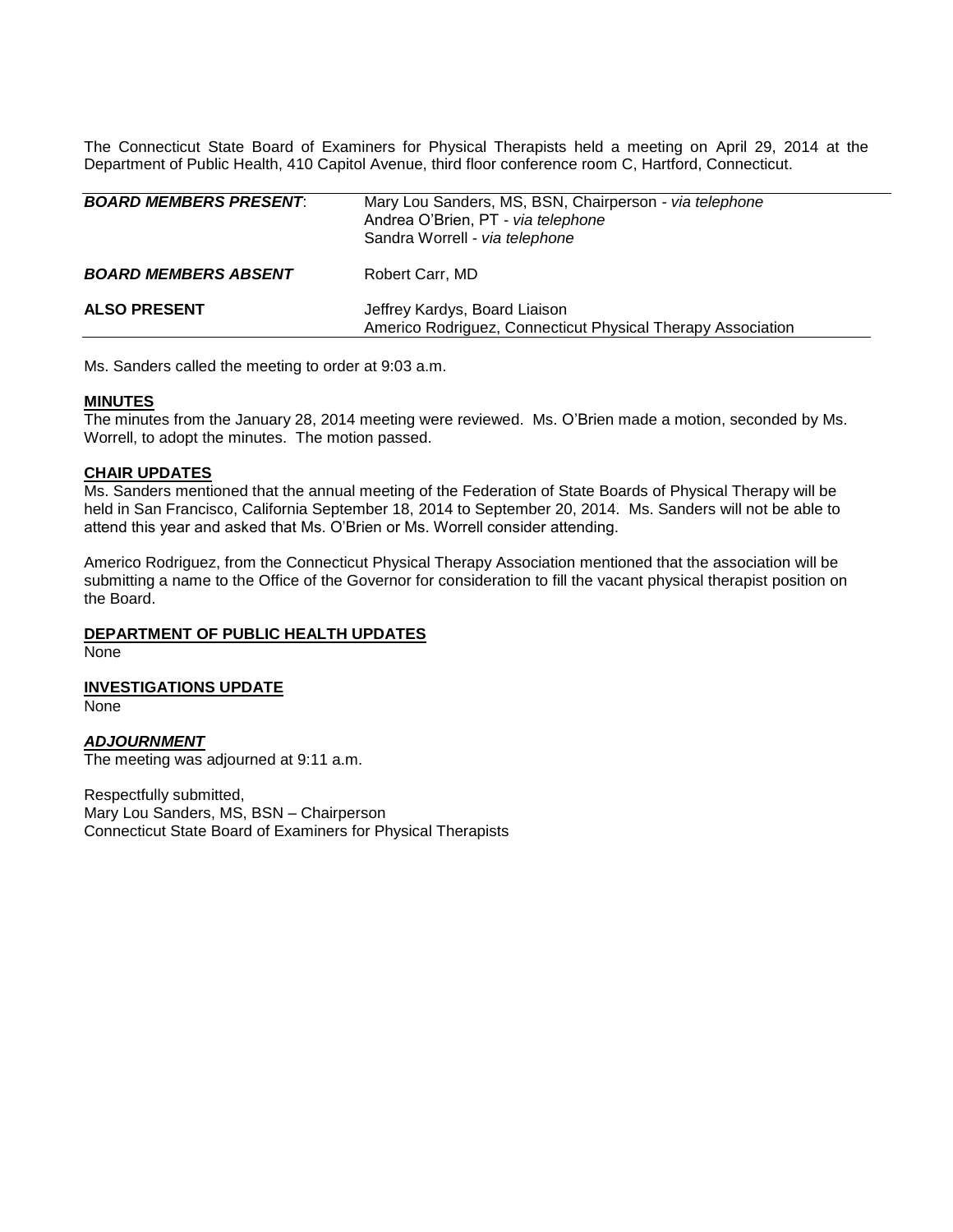The Connecticut State Board of Examiners for Physical Therapists held a meeting on April 29, 2014 at the Department of Public Health, 410 Capitol Avenue, third floor conference room C, Hartford, Connecticut.

| | |
|---|---|
| ***BOARD MEMBERS PRESENT*:** | Mary Lou Sanders, MS, BSN, Chairperson - *via telephone*<br>Andrea O'Brien, PT - *via telephone*<br>Sandra Worrell - *via telephone* |
| ***BOARD MEMBERS ABSENT*** | Robert Carr, MD |
| **ALSO PRESENT** | Jeffrey Kardys, Board Liaison<br>Americo Rodriguez, Connecticut Physical Therapy Association |

Ms. Sanders called the meeting to order at 9:03 a.m.

**MINUTES**

The minutes from the January 28, 2014 meeting were reviewed. Ms. O'Brien made a motion, seconded by Ms. Worrell, to adopt the minutes. The motion passed.

**CHAIR UPDATES**

Ms. Sanders mentioned that the annual meeting of the Federation of State Boards of Physical Therapy will be held in San Francisco, California September 18, 2014 to September 20, 2014. Ms. Sanders will not be able to attend this year and asked that Ms. O'Brien or Ms. Worrell consider attending.

Americo Rodriguez, from the Connecticut Physical Therapy Association mentioned that the association will be submitting a name to the Office of the Governor for consideration to fill the vacant physical therapist position on the Board.

**DEPARTMENT OF PUBLIC HEALTH UPDATES**

None

**INVESTIGATIONS UPDATE**

None

***ADJOURNMENT***

The meeting was adjourned at 9:11 a.m.

Respectfully submitted,
Mary Lou Sanders, MS, BSN – Chairperson
Connecticut State Board of Examiners for Physical Therapists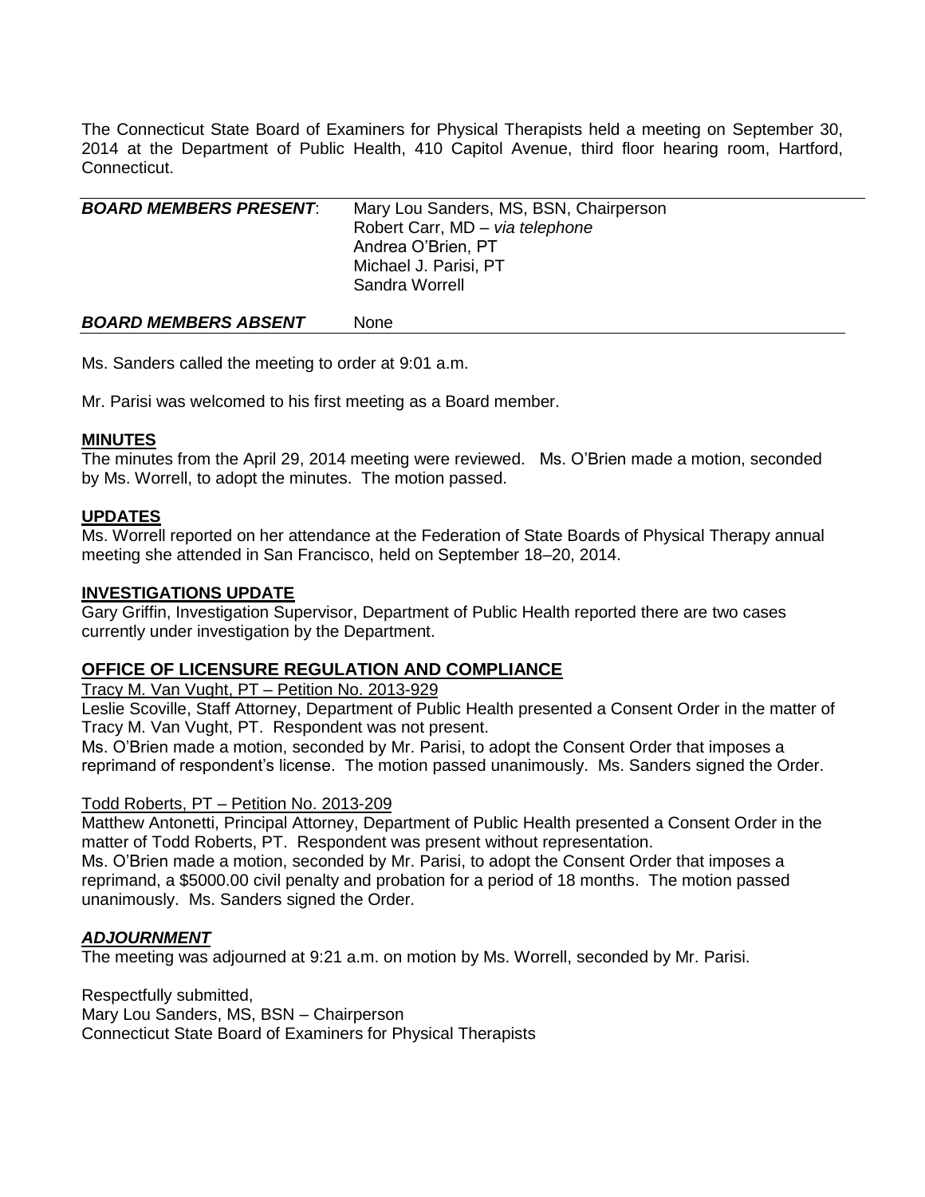The Connecticut State Board of Examiners for Physical Therapists held a meeting on September 30, 2014 at the Department of Public Health, 410 Capitol Avenue, third floor hearing room, Hartford, Connecticut.

| ***BOARD MEMBERS PRESENT***: | Mary Lou Sanders, MS, BSN, Chairperson<br>Robert Carr, MD – *via telephone*<br>Andrea O'Brien, PT<br>Michael J. Parisi, PT<br>Sandra Worrell |
|---|---|
| ***BOARD MEMBERS ABSENT*** | None |

Ms. Sanders called the meeting to order at 9:01 a.m.

Mr. Parisi was welcomed to his first meeting as a Board member.

**MINUTES**

The minutes from the April 29, 2014 meeting were reviewed. Ms. O'Brien made a motion, seconded by Ms. Worrell, to adopt the minutes. The motion passed.

**UPDATES**

Ms. Worrell reported on her attendance at the Federation of State Boards of Physical Therapy annual meeting she attended in San Francisco, held on September 18–20, 2014.

**INVESTIGATIONS UPDATE**

Gary Griffin, Investigation Supervisor, Department of Public Health reported there are two cases currently under investigation by the Department.

**OFFICE OF LICENSURE REGULATION AND COMPLIANCE**

Tracy M. Van Vught, PT – Petition No. 2013-929

Leslie Scoville, Staff Attorney, Department of Public Health presented a Consent Order in the matter of Tracy M. Van Vught, PT. Respondent was not present.

Ms. O'Brien made a motion, seconded by Mr. Parisi, to adopt the Consent Order that imposes a reprimand of respondent's license. The motion passed unanimously. Ms. Sanders signed the Order.

Todd Roberts, PT – Petition No. 2013-209

Matthew Antonetti, Principal Attorney, Department of Public Health presented a Consent Order in the matter of Todd Roberts, PT. Respondent was present without representation.

Ms. O'Brien made a motion, seconded by Mr. Parisi, to adopt the Consent Order that imposes a reprimand, a $5000.00 civil penalty and probation for a period of 18 months. The motion passed unanimously. Ms. Sanders signed the Order.

***ADJOURNMENT***

The meeting was adjourned at 9:21 a.m. on motion by Ms. Worrell, seconded by Mr. Parisi.

Respectfully submitted,
Mary Lou Sanders, MS, BSN – Chairperson
Connecticut State Board of Examiners for Physical Therapists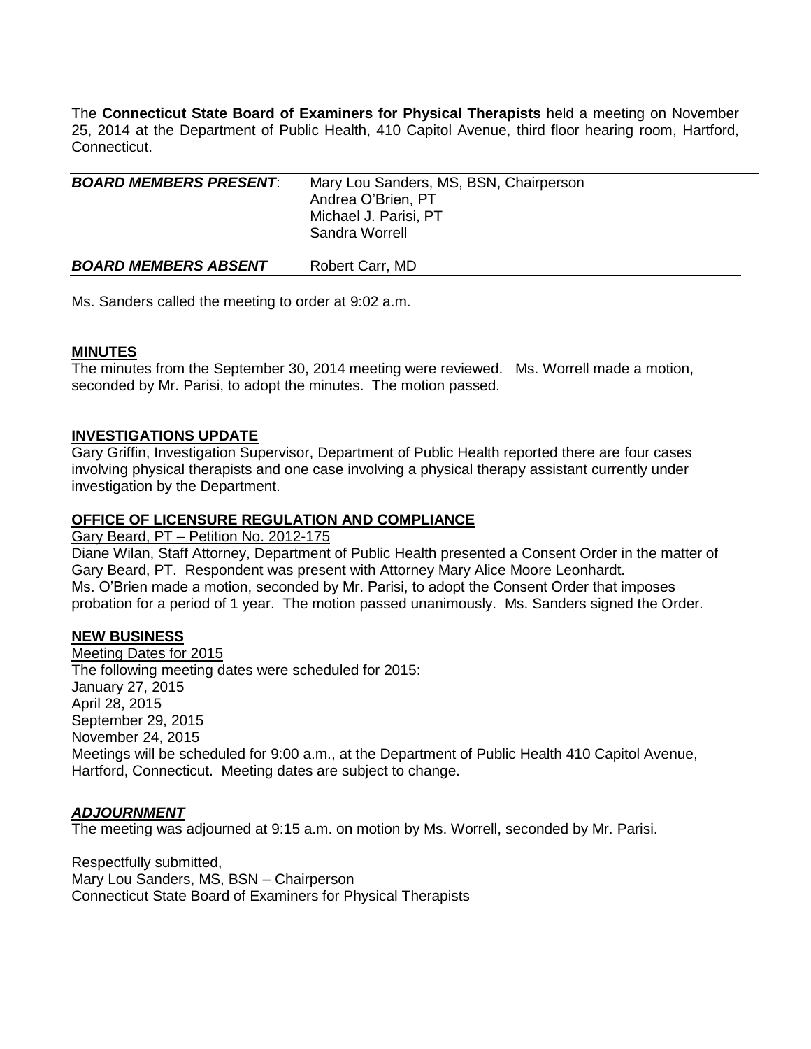The **Connecticut State Board of Examiners for Physical Therapists** held a meeting on November 25, 2014 at the Department of Public Health, 410 Capitol Avenue, third floor hearing room, Hartford, Connecticut.

| | |
|---|---|
| ***BOARD MEMBERS PRESENT*:** | Mary Lou Sanders, MS, BSN, Chairperson<br>Andrea O'Brien, PT<br>Michael J. Parisi, PT<br>Sandra Worrell |
| ***BOARD MEMBERS ABSENT*** | Robert Carr, MD |

Ms. Sanders called the meeting to order at 9:02 a.m.

**MINUTES**

The minutes from the September 30, 2014 meeting were reviewed. Ms. Worrell made a motion, seconded by Mr. Parisi, to adopt the minutes. The motion passed.

**INVESTIGATIONS UPDATE**

Gary Griffin, Investigation Supervisor, Department of Public Health reported there are four cases involving physical therapists and one case involving a physical therapy assistant currently under investigation by the Department.

**OFFICE OF LICENSURE REGULATION AND COMPLIANCE**

Gary Beard, PT – Petition No. 2012-175

Diane Wilan, Staff Attorney, Department of Public Health presented a Consent Order in the matter of Gary Beard, PT. Respondent was present with Attorney Mary Alice Moore Leonhardt.
Ms. O'Brien made a motion, seconded by Mr. Parisi, to adopt the Consent Order that imposes probation for a period of 1 year. The motion passed unanimously. Ms. Sanders signed the Order.

**NEW BUSINESS**

Meeting Dates for 2015

The following meeting dates were scheduled for 2015:
January 27, 2015
April 28, 2015
September 29, 2015
November 24, 2015
Meetings will be scheduled for 9:00 a.m., at the Department of Public Health 410 Capitol Avenue, Hartford, Connecticut. Meeting dates are subject to change.

***ADJOURNMENT***

The meeting was adjourned at 9:15 a.m. on motion by Ms. Worrell, seconded by Mr. Parisi.

Respectfully submitted,
Mary Lou Sanders, MS, BSN – Chairperson
Connecticut State Board of Examiners for Physical Therapists